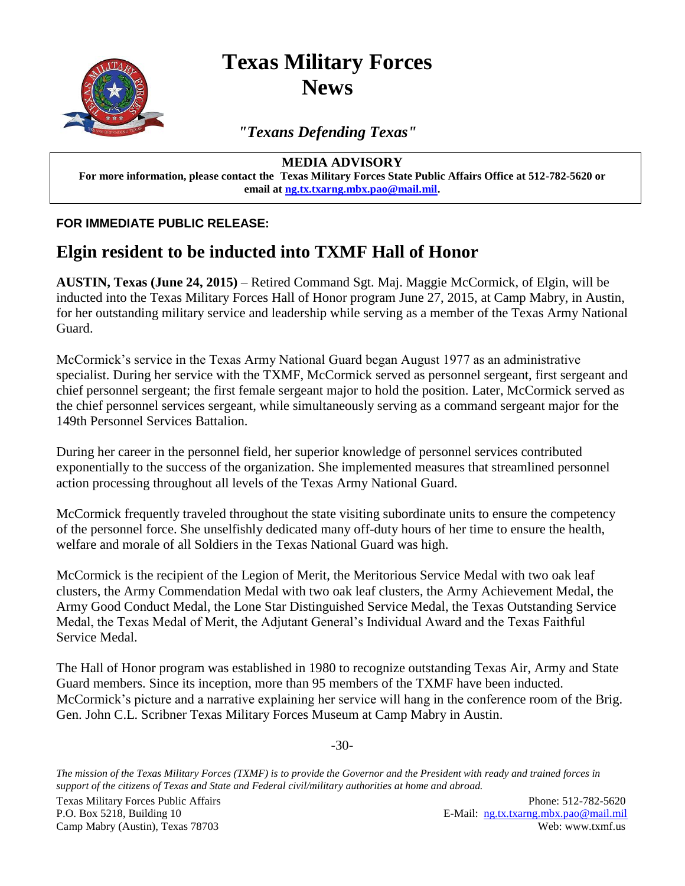# Texas Military Forces News

*"Texans Defending Texas"*

**MEDIA ADVISORY**

**For more information, please contact the Texas Military Forces State Public Affairs Office at 512-782-5620 or email at ng.tx.txarng.mbx.pao@mail.mil.**

**FOR IMMEDIATE PUBLIC RELEASE:**

## Elgin resident to be inducted into TXMF Hall of Honor

**AUSTIN, Texas (June 24, 2015)** – Retired Command Sgt. Maj. Maggie McCormick, of Elgin, will be inducted into the Texas Military Forces Hall of Honor program June 27, 2015, at Camp Mabry, in Austin, for her outstanding military service and leadership while serving as a member of the Texas Army National Guard.

McCormick's service in the Texas Army National Guard began August 1977 as an administrative specialist. During her service with the TXMF, McCormick served as personnel sergeant, first sergeant and chief personnel sergeant; the first female sergeant major to hold the position. Later, McCormick served as the chief personnel services sergeant, while simultaneously serving as a command sergeant major for the 149th Personnel Services Battalion.

During her career in the personnel field, her superior knowledge of personnel services contributed exponentially to the success of the organization. She implemented measures that streamlined personnel action processing throughout all levels of the Texas Army National Guard.

McCormick frequently traveled throughout the state visiting subordinate units to ensure the competency of the personnel force. She unselfishly dedicated many off-duty hours of her time to ensure the health, welfare and morale of all Soldiers in the Texas National Guard was high.

McCormick is the recipient of the Legion of Merit, the Meritorious Service Medal with two oak leaf clusters, the Army Commendation Medal with two oak leaf clusters, the Army Achievement Medal, the Army Good Conduct Medal, the Lone Star Distinguished Service Medal, the Texas Outstanding Service Medal, the Texas Medal of Merit, the Adjutant General's Individual Award and the Texas Faithful Service Medal.

The Hall of Honor program was established in 1980 to recognize outstanding Texas Air, Army and State Guard members. Since its inception, more than 95 members of the TXMF have been inducted. McCormick's picture and a narrative explaining her service will hang in the conference room of the Brig. Gen. John C.L. Scribner Texas Military Forces Museum at Camp Mabry in Austin.

-30-

*The mission of the Texas Military Forces (TXMF) is to provide the Governor and the President with ready and trained forces in support of the citizens of Texas and State and Federal civil/military authorities at home and abroad.*

Texas Military Forces Public Affairs
P.O. Box 5218, Building 10
Camp Mabry (Austin), Texas 78703

Phone: 512-782-5620
E-Mail: ng.tx.txarng.mbx.pao@mail.mil
Web: www.txmf.us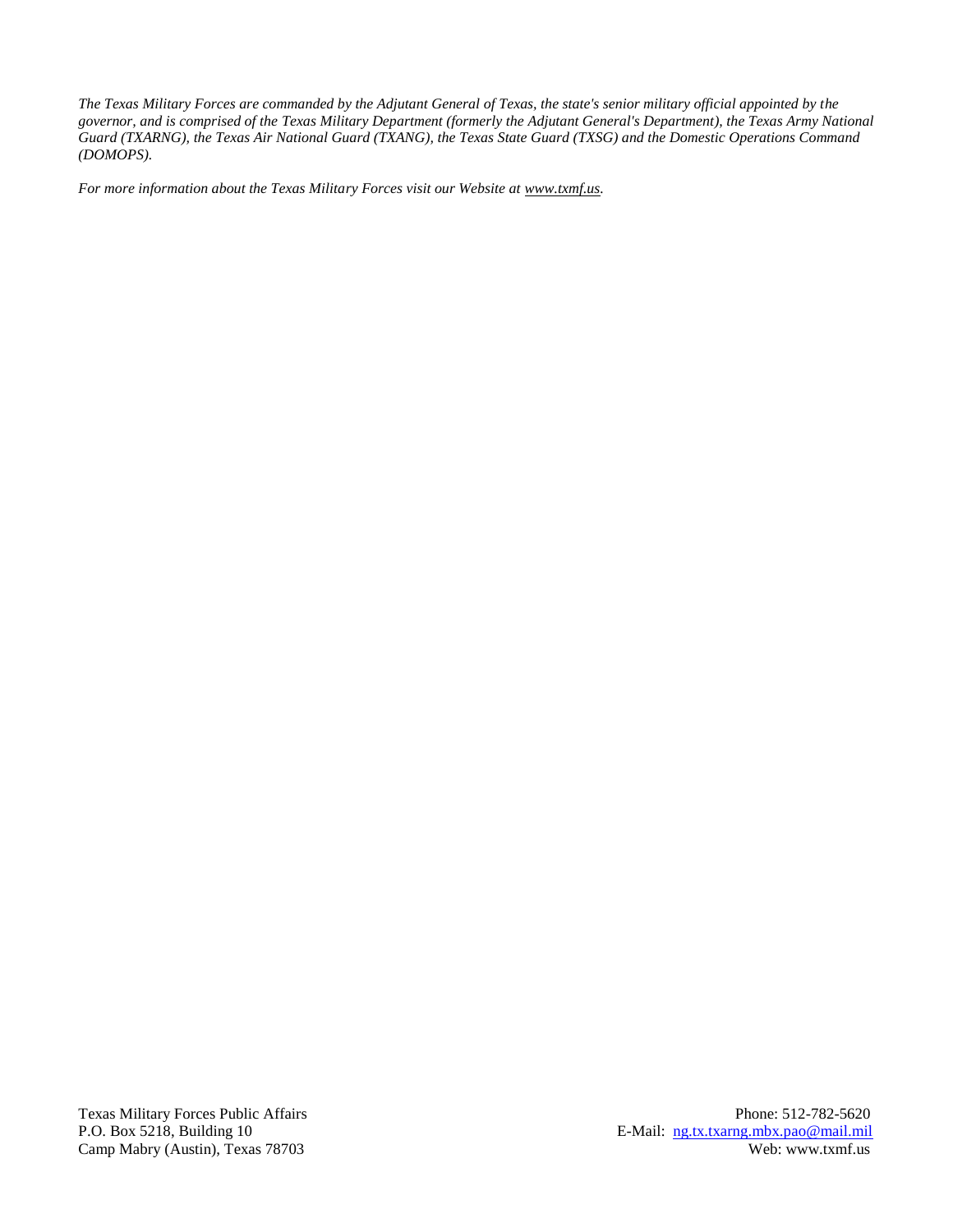*The Texas Military Forces are commanded by the Adjutant General of Texas, the state's senior military official appointed by the governor, and is comprised of the Texas Military Department (formerly the Adjutant General's Department), the Texas Army National Guard (TXARNG), the Texas Air National Guard (TXANG), the Texas State Guard (TXSG) and the Domestic Operations Command (DOMOPS).*

*For more information about the Texas Military Forces visit our Website at www.txmf.us.*